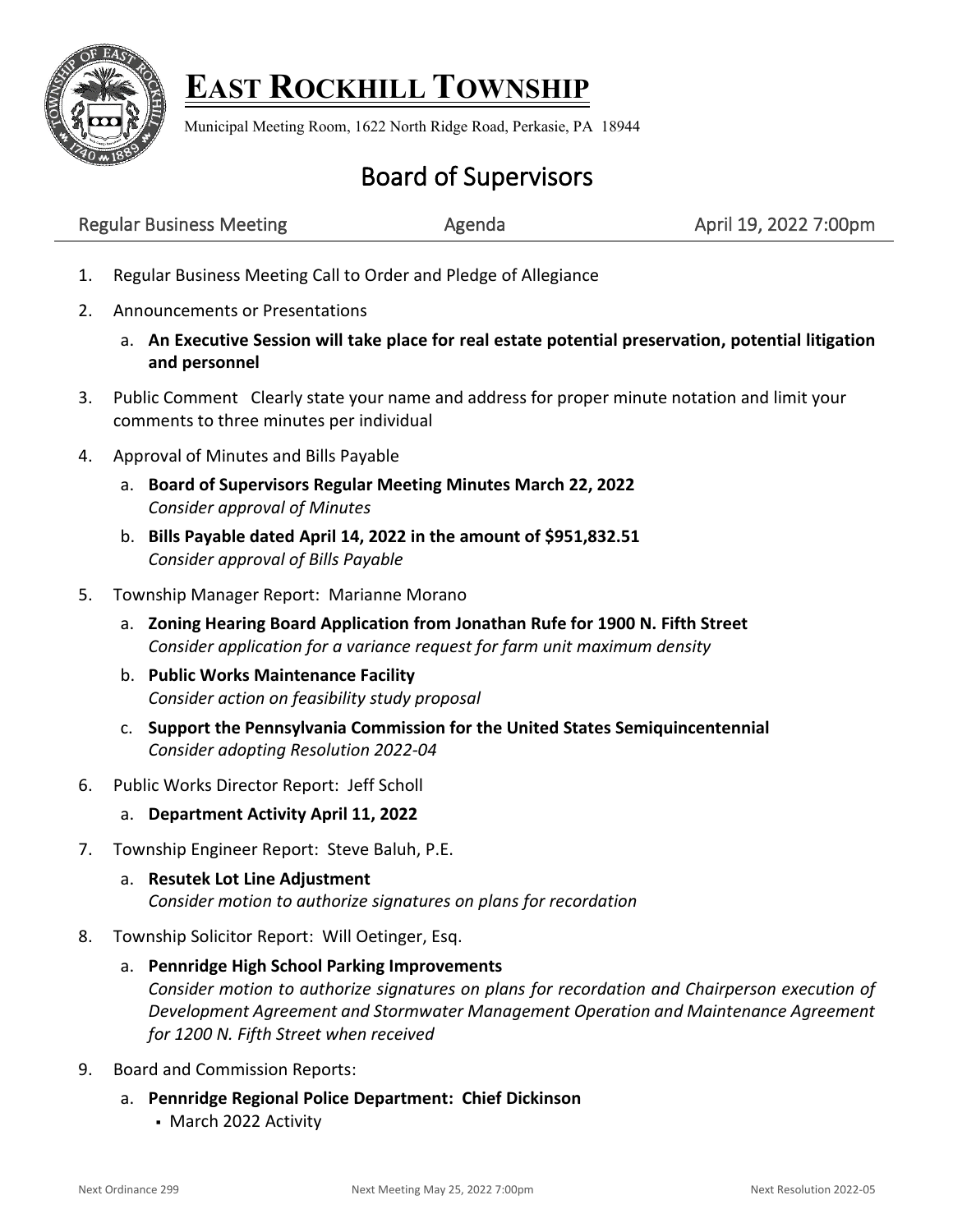# EAST ROCKHILL TOWNSHIP

Municipal Meeting Room, 1622 North Ridge Road, Perkasie, PA 18944

## Board of Supervisors

Regular Business Meeting | Agenda | April 19, 2022 7:00pm

1. Regular Business Meeting Call to Order and Pledge of Allegiance
2. Announcements or Presentations
   a. **An Executive Session will take place for real estate potential preservation, potential litigation and personnel**
3. Public Comment Clearly state your name and address for proper minute notation and limit your comments to three minutes per individual
4. Approval of Minutes and Bills Payable
   a. **Board of Supervisors Regular Meeting Minutes March 22, 2022**
   *Consider approval of Minutes*
   b. **Bills Payable dated April 14, 2022 in the amount of $951,832.51**
   *Consider approval of Bills Payable*
5. Township Manager Report: Marianne Morano
   a. **Zoning Hearing Board Application from Jonathan Rufe for 1900 N. Fifth Street**
   *Consider application for a variance request for farm unit maximum density*
   b. **Public Works Maintenance Facility**
   *Consider action on feasibility study proposal*
   c. **Support the Pennsylvania Commission for the United States Semiquincentennial**
   *Consider adopting Resolution 2022-04*
6. Public Works Director Report: Jeff Scholl
   a. **Department Activity April 11, 2022**
7. Township Engineer Report: Steve Baluh, P.E.
   a. **Resutek Lot Line Adjustment**
   *Consider motion to authorize signatures on plans for recordation*
8. Township Solicitor Report: Will Oetinger, Esq.
   a. **Pennridge High School Parking Improvements**
   *Consider motion to authorize signatures on plans for recordation and Chairperson execution of Development Agreement and Stormwater Management Operation and Maintenance Agreement for 1200 N. Fifth Street when received*
9. Board and Commission Reports:
   a. **Pennridge Regional Police Department: Chief Dickinson**
      - March 2022 Activity

Next Ordinance 299 | Next Meeting May 25, 2022 7:00pm | Next Resolution 2022-05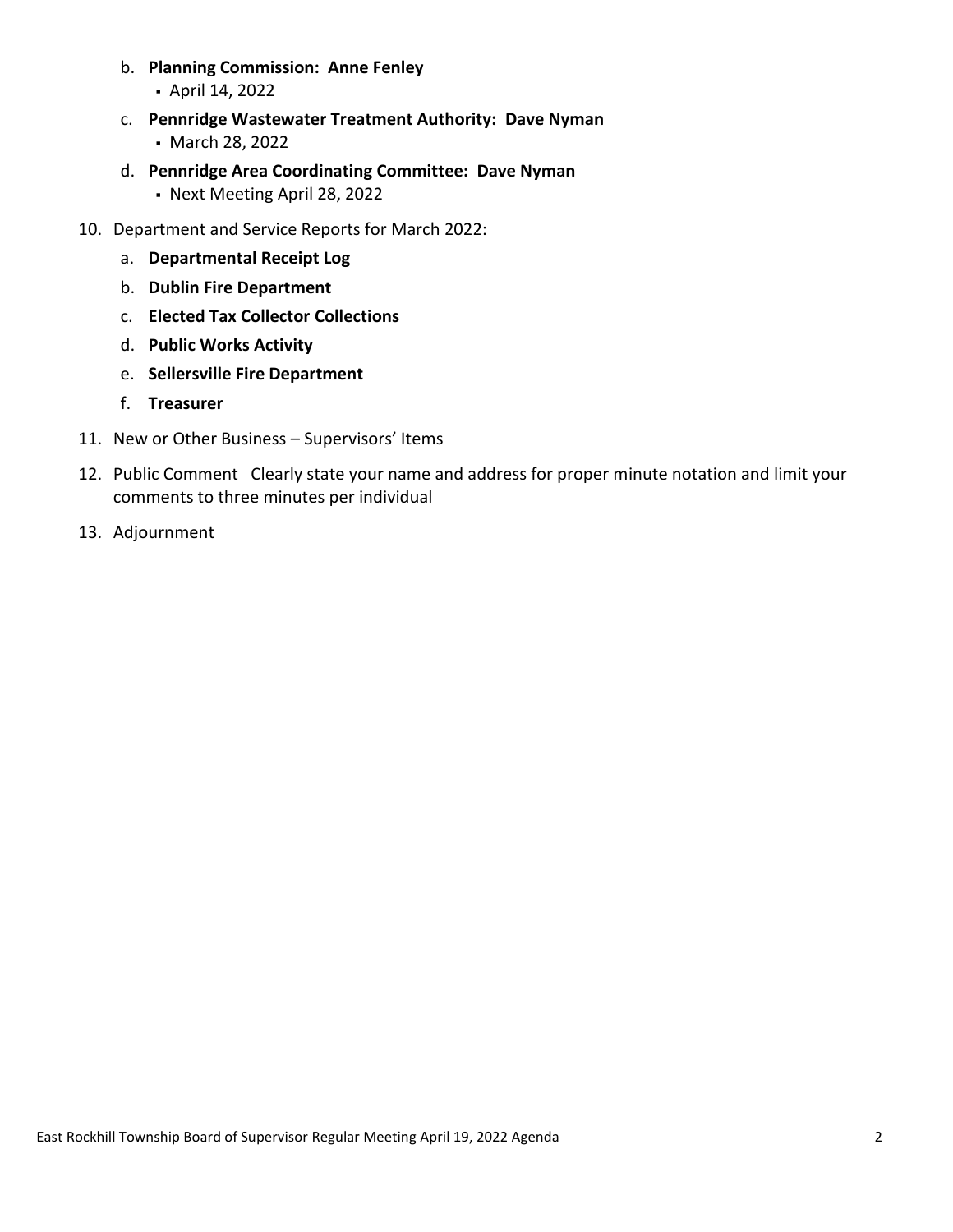b. **Planning Commission: Anne Fenley**
   - April 14, 2022

c. **Pennridge Wastewater Treatment Authority: Dave Nyman**
   - March 28, 2022

d. **Pennridge Area Coordinating Committee: Dave Nyman**
   - Next Meeting April 28, 2022

10. Department and Service Reports for March 2022:
    a. **Departmental Receipt Log**
    b. **Dublin Fire Department**
    c. **Elected Tax Collector Collections**
    d. **Public Works Activity**
    e. **Sellersville Fire Department**
    f. **Treasurer**

11. New or Other Business – Supervisors' Items

12. Public Comment Clearly state your name and address for proper minute notation and limit your comments to three minutes per individual

13. Adjournment